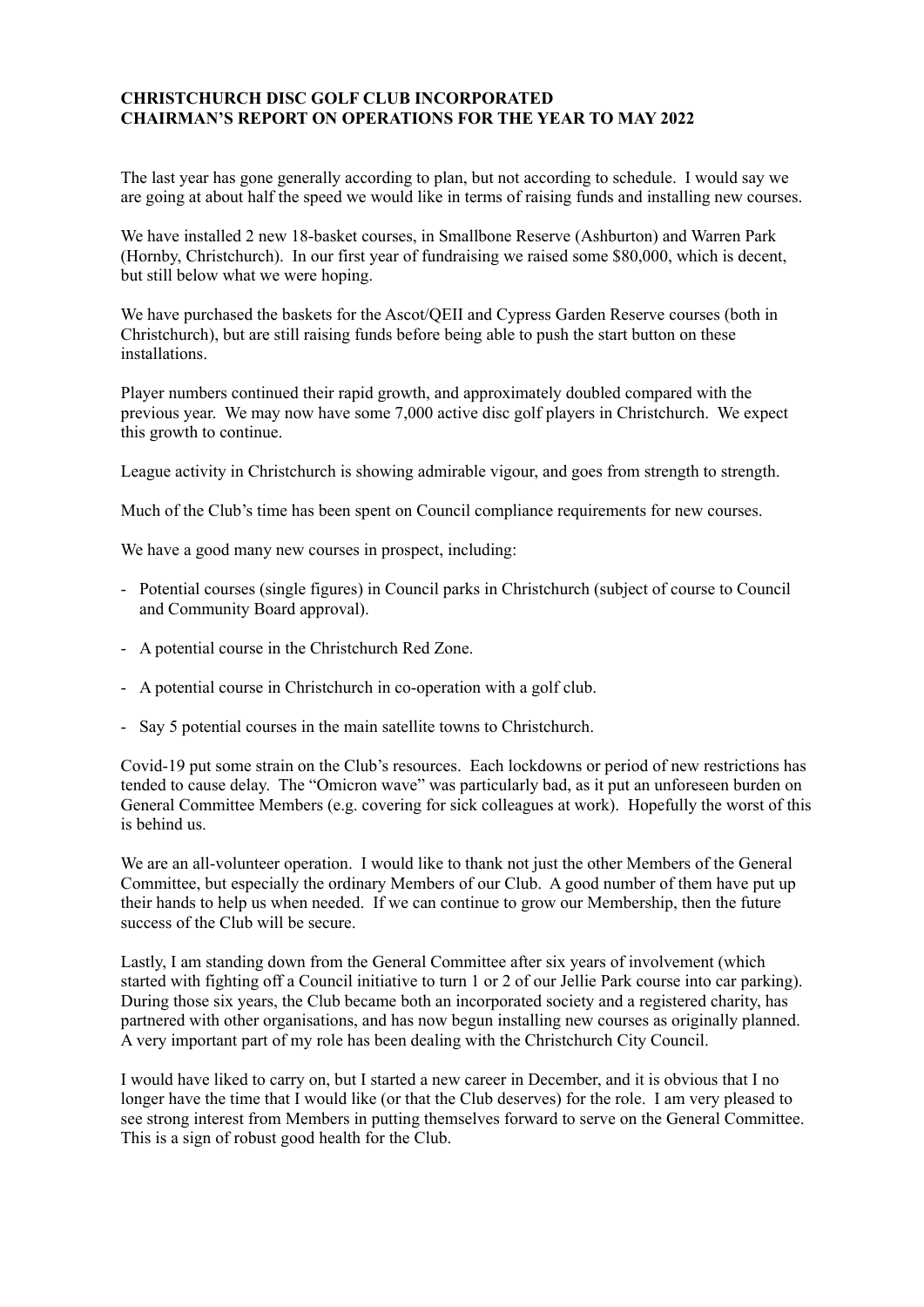**CHRISTCHURCH DISC GOLF CLUB INCORPORATED**
**CHAIRMAN'S REPORT ON OPERATIONS FOR THE YEAR TO MAY 2022**

The last year has gone generally according to plan, but not according to schedule. I would say we are going at about half the speed we would like in terms of raising funds and installing new courses.

We have installed 2 new 18-basket courses, in Smallbone Reserve (Ashburton) and Warren Park (Hornby, Christchurch). In our first year of fundraising we raised some $80,000, which is decent, but still below what we were hoping.

We have purchased the baskets for the Ascot/QEII and Cypress Garden Reserve courses (both in Christchurch), but are still raising funds before being able to push the start button on these installations.

Player numbers continued their rapid growth, and approximately doubled compared with the previous year. We may now have some 7,000 active disc golf players in Christchurch. We expect this growth to continue.

League activity in Christchurch is showing admirable vigour, and goes from strength to strength.

Much of the Club's time has been spent on Council compliance requirements for new courses.

We have a good many new courses in prospect, including:

- Potential courses (single figures) in Council parks in Christchurch (subject of course to Council and Community Board approval).
- A potential course in the Christchurch Red Zone.
- A potential course in Christchurch in co-operation with a golf club.
- Say 5 potential courses in the main satellite towns to Christchurch.

Covid-19 put some strain on the Club's resources. Each lockdowns or period of new restrictions has tended to cause delay. The "Omicron wave" was particularly bad, as it put an unforeseen burden on General Committee Members (e.g. covering for sick colleagues at work). Hopefully the worst of this is behind us.

We are an all-volunteer operation. I would like to thank not just the other Members of the General Committee, but especially the ordinary Members of our Club. A good number of them have put up their hands to help us when needed. If we can continue to grow our Membership, then the future success of the Club will be secure.

Lastly, I am standing down from the General Committee after six years of involvement (which started with fighting off a Council initiative to turn 1 or 2 of our Jellie Park course into car parking). During those six years, the Club became both an incorporated society and a registered charity, has partnered with other organisations, and has now begun installing new courses as originally planned. A very important part of my role has been dealing with the Christchurch City Council.

I would have liked to carry on, but I started a new career in December, and it is obvious that I no longer have the time that I would like (or that the Club deserves) for the role. I am very pleased to see strong interest from Members in putting themselves forward to serve on the General Committee. This is a sign of robust good health for the Club.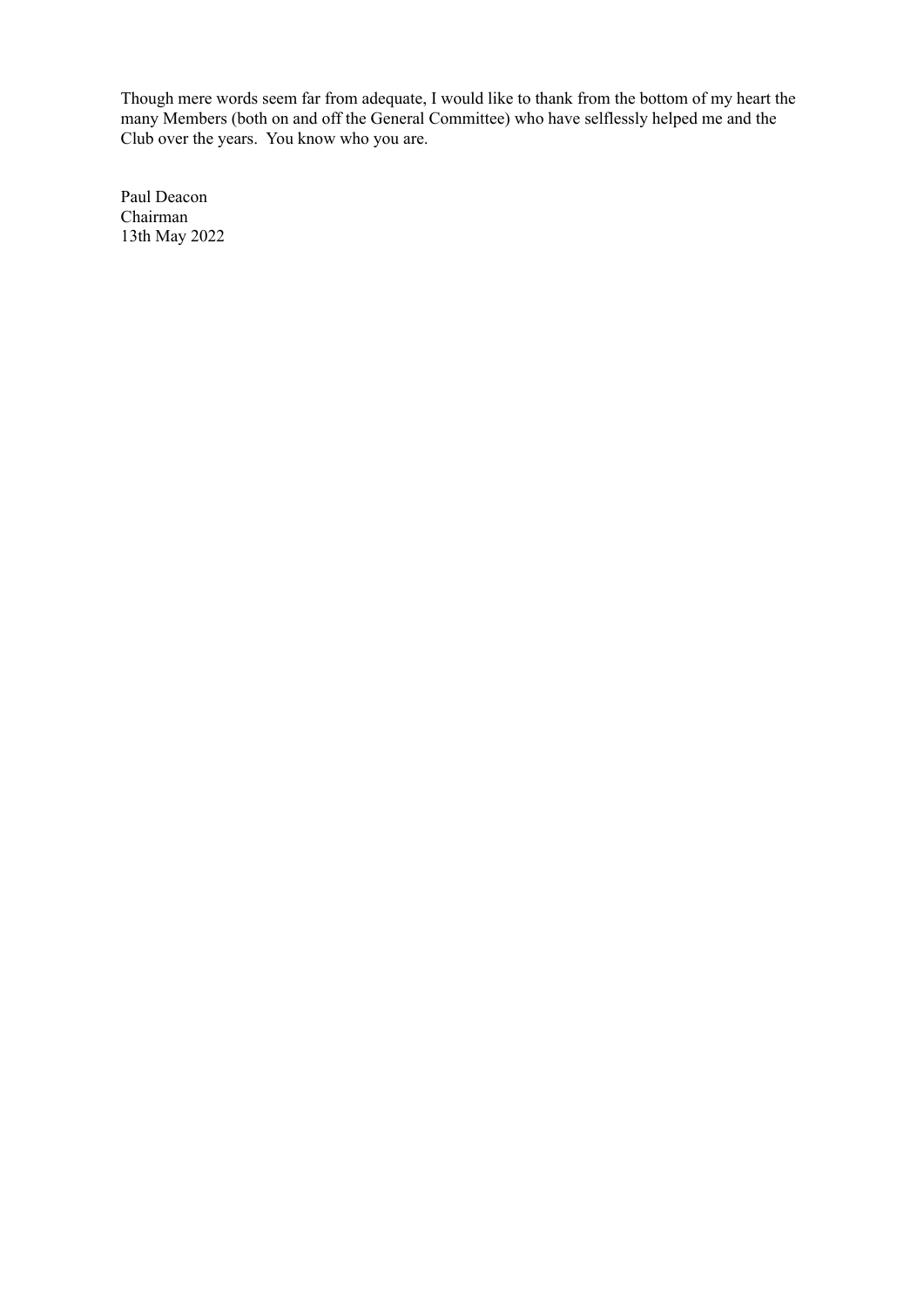Though mere words seem far from adequate, I would like to thank from the bottom of my heart the many Members (both on and off the General Committee) who have selflessly helped me and the Club over the years. You know who you are.

Paul Deacon
Chairman
13th May 2022